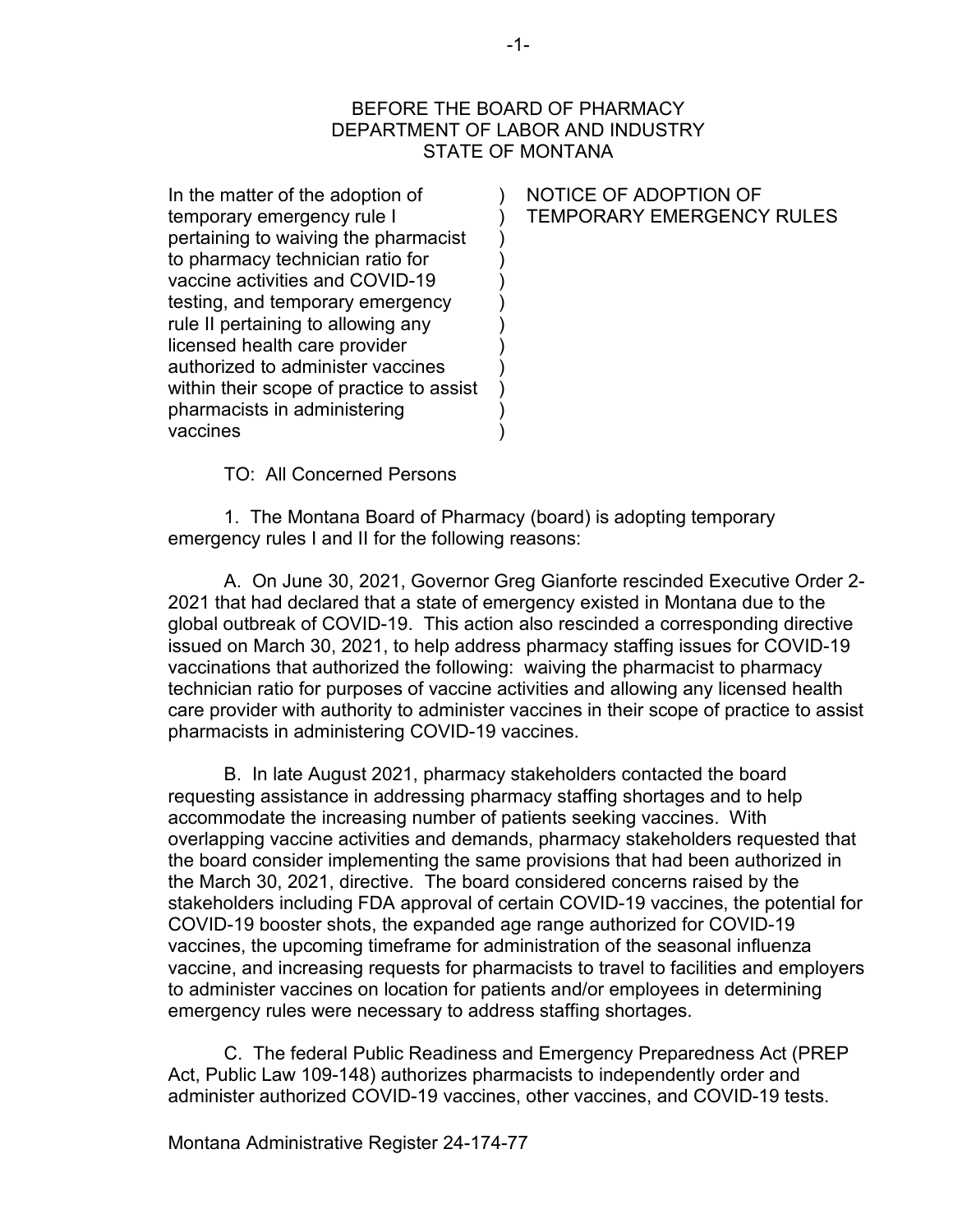BEFORE THE BOARD OF PHARMACY
DEPARTMENT OF LABOR AND INDUSTRY
STATE OF MONTANA

| | |
|---|---|
| In the matter of the adoption of temporary emergency rule I pertaining to waiving the pharmacist to pharmacy technician ratio for vaccine activities and COVID-19 testing, and temporary emergency rule II pertaining to allowing any licensed health care provider authorized to administer vaccines within their scope of practice to assist pharmacists in administering vaccines | NOTICE OF ADOPTION OF TEMPORARY EMERGENCY RULES |

TO: All Concerned Persons

1. The Montana Board of Pharmacy (board) is adopting temporary emergency rules I and II for the following reasons:

A. On June 30, 2021, Governor Greg Gianforte rescinded Executive Order 2-2021 that had declared that a state of emergency existed in Montana due to the global outbreak of COVID-19. This action also rescinded a corresponding directive issued on March 30, 2021, to help address pharmacy staffing issues for COVID-19 vaccinations that authorized the following: waiving the pharmacist to pharmacy technician ratio for purposes of vaccine activities and allowing any licensed health care provider with authority to administer vaccines in their scope of practice to assist pharmacists in administering COVID-19 vaccines.

B. In late August 2021, pharmacy stakeholders contacted the board requesting assistance in addressing pharmacy staffing shortages and to help accommodate the increasing number of patients seeking vaccines. With overlapping vaccine activities and demands, pharmacy stakeholders requested that the board consider implementing the same provisions that had been authorized in the March 30, 2021, directive. The board considered concerns raised by the stakeholders including FDA approval of certain COVID-19 vaccines, the potential for COVID-19 booster shots, the expanded age range authorized for COVID-19 vaccines, the upcoming timeframe for administration of the seasonal influenza vaccine, and increasing requests for pharmacists to travel to facilities and employers to administer vaccines on location for patients and/or employees in determining emergency rules were necessary to address staffing shortages.

C. The federal Public Readiness and Emergency Preparedness Act (PREP Act, Public Law 109-148) authorizes pharmacists to independently order and administer authorized COVID-19 vaccines, other vaccines, and COVID-19 tests.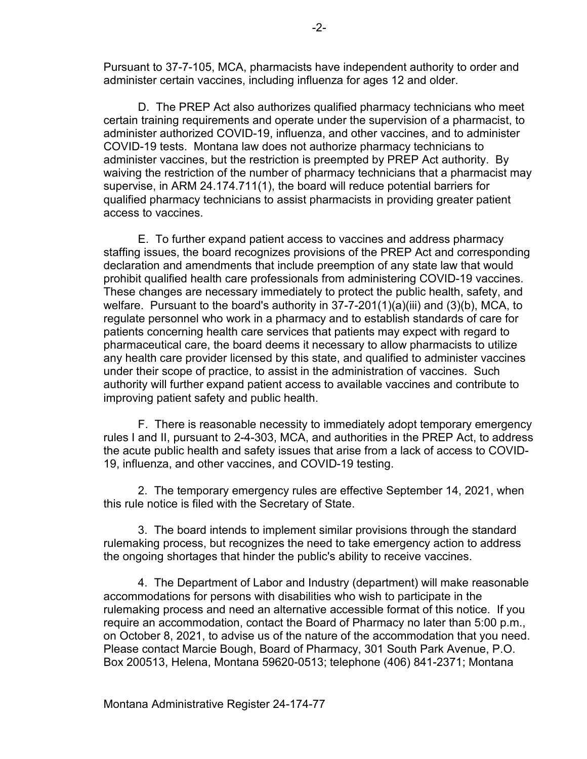Pursuant to 37-7-105, MCA, pharmacists have independent authority to order and administer certain vaccines, including influenza for ages 12 and older.

D. The PREP Act also authorizes qualified pharmacy technicians who meet certain training requirements and operate under the supervision of a pharmacist, to administer authorized COVID-19, influenza, and other vaccines, and to administer COVID-19 tests. Montana law does not authorize pharmacy technicians to administer vaccines, but the restriction is preempted by PREP Act authority. By waiving the restriction of the number of pharmacy technicians that a pharmacist may supervise, in ARM 24.174.711(1), the board will reduce potential barriers for qualified pharmacy technicians to assist pharmacists in providing greater patient access to vaccines.

E. To further expand patient access to vaccines and address pharmacy staffing issues, the board recognizes provisions of the PREP Act and corresponding declaration and amendments that include preemption of any state law that would prohibit qualified health care professionals from administering COVID-19 vaccines. These changes are necessary immediately to protect the public health, safety, and welfare. Pursuant to the board's authority in 37-7-201(1)(a)(iii) and (3)(b), MCA, to regulate personnel who work in a pharmacy and to establish standards of care for patients concerning health care services that patients may expect with regard to pharmaceutical care, the board deems it necessary to allow pharmacists to utilize any health care provider licensed by this state, and qualified to administer vaccines under their scope of practice, to assist in the administration of vaccines. Such authority will further expand patient access to available vaccines and contribute to improving patient safety and public health.

F. There is reasonable necessity to immediately adopt temporary emergency rules I and II, pursuant to 2-4-303, MCA, and authorities in the PREP Act, to address the acute public health and safety issues that arise from a lack of access to COVID-19, influenza, and other vaccines, and COVID-19 testing.

2. The temporary emergency rules are effective September 14, 2021, when this rule notice is filed with the Secretary of State.

3. The board intends to implement similar provisions through the standard rulemaking process, but recognizes the need to take emergency action to address the ongoing shortages that hinder the public's ability to receive vaccines.

4. The Department of Labor and Industry (department) will make reasonable accommodations for persons with disabilities who wish to participate in the rulemaking process and need an alternative accessible format of this notice. If you require an accommodation, contact the Board of Pharmacy no later than 5:00 p.m., on October 8, 2021, to advise us of the nature of the accommodation that you need. Please contact Marcie Bough, Board of Pharmacy, 301 South Park Avenue, P.O. Box 200513, Helena, Montana 59620-0513; telephone (406) 841-2371; Montana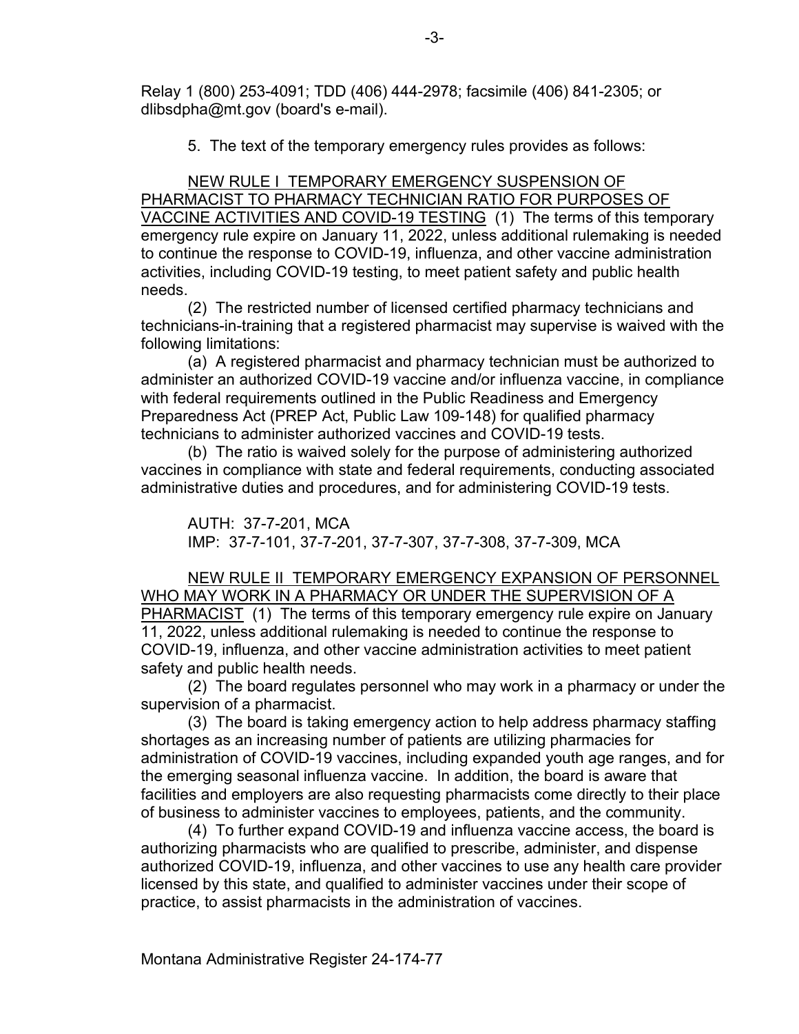Relay 1 (800) 253-4091; TDD (406) 444-2978; facsimile (406) 841-2305; or dlibsdpha@mt.gov (board's e-mail).

5. The text of the temporary emergency rules provides as follows:

<u>NEW RULE I TEMPORARY EMERGENCY SUSPENSION OF PHARMACIST TO PHARMACY TECHNICIAN RATIO FOR PURPOSES OF VACCINE ACTIVITIES AND COVID-19 TESTING</u> (1) The terms of this temporary emergency rule expire on January 11, 2022, unless additional rulemaking is needed to continue the response to COVID-19, influenza, and other vaccine administration activities, including COVID-19 testing, to meet patient safety and public health needs.

(2) The restricted number of licensed certified pharmacy technicians and technicians-in-training that a registered pharmacist may supervise is waived with the following limitations:

(a) A registered pharmacist and pharmacy technician must be authorized to administer an authorized COVID-19 vaccine and/or influenza vaccine, in compliance with federal requirements outlined in the Public Readiness and Emergency Preparedness Act (PREP Act, Public Law 109-148) for qualified pharmacy technicians to administer authorized vaccines and COVID-19 tests.

(b) The ratio is waived solely for the purpose of administering authorized vaccines in compliance with state and federal requirements, conducting associated administrative duties and procedures, and for administering COVID-19 tests.

AUTH: 37-7-201, MCA
IMP: 37-7-101, 37-7-201, 37-7-307, 37-7-308, 37-7-309, MCA

<u>NEW RULE II TEMPORARY EMERGENCY EXPANSION OF PERSONNEL WHO MAY WORK IN A PHARMACY OR UNDER THE SUPERVISION OF A PHARMACIST</u> (1) The terms of this temporary emergency rule expire on January 11, 2022, unless additional rulemaking is needed to continue the response to COVID-19, influenza, and other vaccine administration activities to meet patient safety and public health needs.

(2) The board regulates personnel who may work in a pharmacy or under the supervision of a pharmacist.

(3) The board is taking emergency action to help address pharmacy staffing shortages as an increasing number of patients are utilizing pharmacies for administration of COVID-19 vaccines, including expanded youth age ranges, and for the emerging seasonal influenza vaccine. In addition, the board is aware that facilities and employers are also requesting pharmacists come directly to their place of business to administer vaccines to employees, patients, and the community.

(4) To further expand COVID-19 and influenza vaccine access, the board is authorizing pharmacists who are qualified to prescribe, administer, and dispense authorized COVID-19, influenza, and other vaccines to use any health care provider licensed by this state, and qualified to administer vaccines under their scope of practice, to assist pharmacists in the administration of vaccines.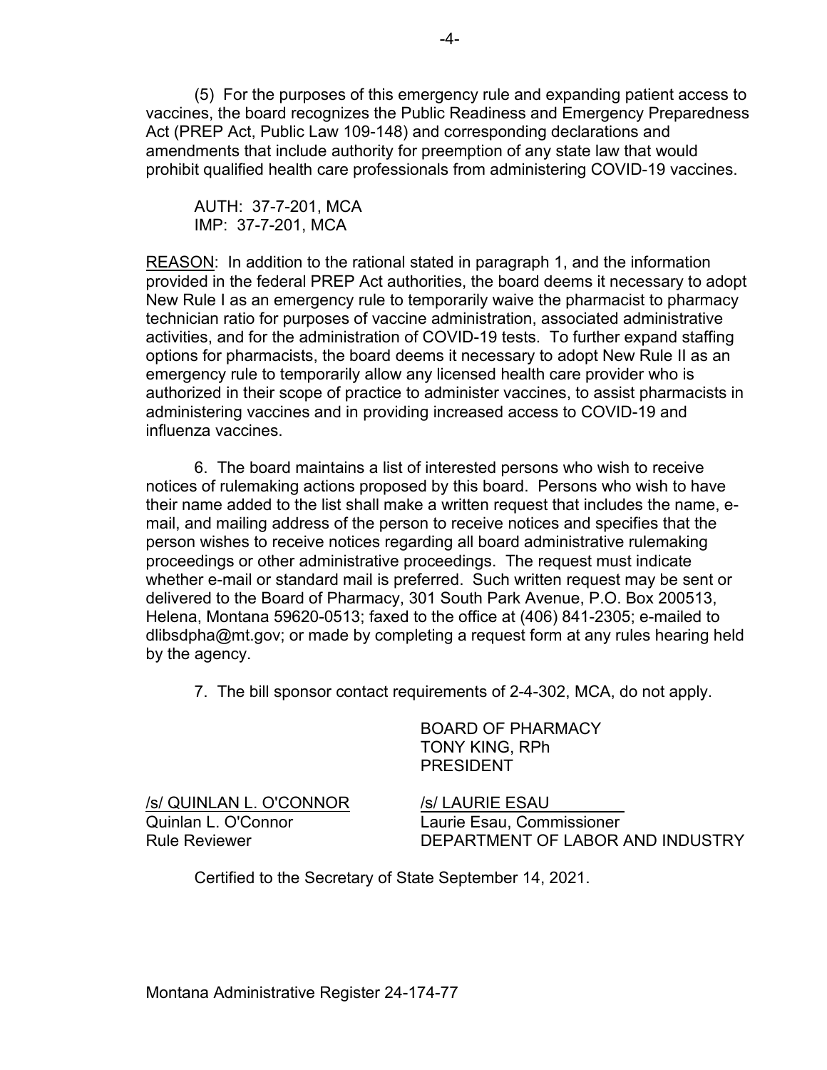(5) For the purposes of this emergency rule and expanding patient access to vaccines, the board recognizes the Public Readiness and Emergency Preparedness Act (PREP Act, Public Law 109-148) and corresponding declarations and amendments that include authority for preemption of any state law that would prohibit qualified health care professionals from administering COVID-19 vaccines.

AUTH: 37-7-201, MCA
IMP: 37-7-201, MCA

REASON: In addition to the rational stated in paragraph 1, and the information provided in the federal PREP Act authorities, the board deems it necessary to adopt New Rule I as an emergency rule to temporarily waive the pharmacist to pharmacy technician ratio for purposes of vaccine administration, associated administrative activities, and for the administration of COVID-19 tests. To further expand staffing options for pharmacists, the board deems it necessary to adopt New Rule II as an emergency rule to temporarily allow any licensed health care provider who is authorized in their scope of practice to administer vaccines, to assist pharmacists in administering vaccines and in providing increased access to COVID-19 and influenza vaccines.

6. The board maintains a list of interested persons who wish to receive notices of rulemaking actions proposed by this board. Persons who wish to have their name added to the list shall make a written request that includes the name, e-mail, and mailing address of the person to receive notices and specifies that the person wishes to receive notices regarding all board administrative rulemaking proceedings or other administrative proceedings. The request must indicate whether e-mail or standard mail is preferred. Such written request may be sent or delivered to the Board of Pharmacy, 301 South Park Avenue, P.O. Box 200513, Helena, Montana 59620-0513; faxed to the office at (406) 841-2305; e-mailed to dlibsdpha@mt.gov; or made by completing a request form at any rules hearing held by the agency.

7. The bill sponsor contact requirements of 2-4-302, MCA, do not apply.

BOARD OF PHARMACY
TONY KING, RPh
PRESIDENT

/s/ QUINLAN L. O'CONNOR
Quinlan L. O'Connor
Rule Reviewer

/s/ LAURIE ESAU
Laurie Esau, Commissioner
DEPARTMENT OF LABOR AND INDUSTRY

Certified to the Secretary of State September 14, 2021.